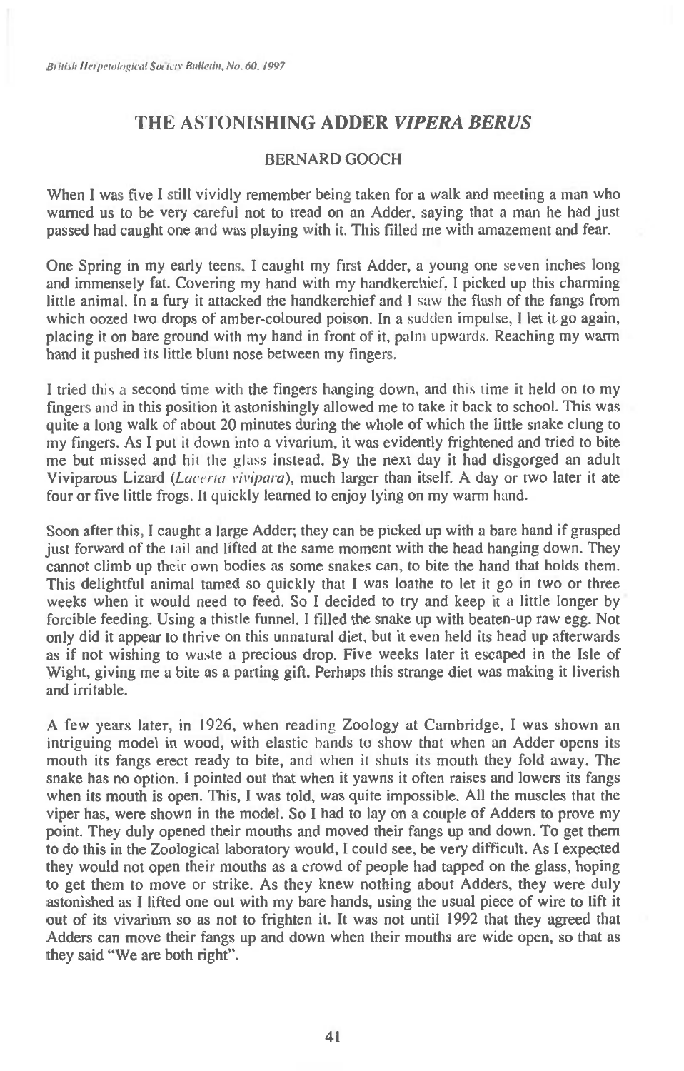# THE ASTONISHING ADDER *VIPERA BERUS*

## BERNARD GOOCH

When I was five I still vividly remember being taken for a walk and meeting a man who warned us to be very careful not to tread on an Adder, saying that a man he had just passed had caught one and was playing with it. This filled me with amazement and fear.

One Spring in my early teens, I caught my first Adder, a young one seven inches long and immensely fat. Covering my hand with my handkerchief, I picked up this charming little animal. In a fury it attacked the handkerchief and I saw the flash of the fangs from which oozed two drops of amber-coloured poison. In a sudden impulse, I let it go again, placing it on bare ground with my hand in front of it, palm upwards. Reaching my warm hand it pushed its little blunt nose between my fingers.

I tried this a second time with the fingers hanging down, and this time it held on to my fingers and in this position it astonishingly allowed me to take it back to school. This was quite a long walk of about 20 minutes during the whole of which the little snake clung to my fingers. As I put it down into a vivarium, it was evidently frightened and tried to bite me but missed and hit the glass instead. By the next day it had disgorged an adult Viviparous Lizard (*Lacerta vivipara*), much larger than itself. A day or two later it ate four or five little frogs. It quickly learned to enjoy lying on my warm hand.

Soon after this, I caught a large Adder; they can be picked up with a bare hand if grasped just forward of the tail and lifted at the same moment with the head hanging down. They cannot climb up their own bodies as some snakes can, to bite the hand that holds them. This delightful animal tamed so quickly that I was loathe to let it go in two or three weeks when it would need to feed. So I decided to try and keep it a little longer by forcible feeding. Using a thistle funnel, I filled the snake up with beaten-up raw egg. Not only did it appear to thrive on this unnatural diet, but it even held its head up afterwards as if not wishing to waste a precious drop. Five weeks later it escaped in the Isle of Wight, giving me a bite as a parting gift. Perhaps this strange diet was making it liverish and irritable.

A few years later, in 1926, when reading Zoology at Cambridge, I was shown an intriguing model in wood, with elastic bands to show that when an Adder opens its mouth its fangs erect ready to bite, and when it shuts its mouth they fold away. The snake has no option. I pointed out that when it yawns it often raises and lowers its fangs when its mouth is open. This, I was told, was quite impossible. All the muscles that the viper has, were shown in the model. So I had to lay on a couple of Adders to prove my point. They duly opened their mouths and moved their fangs up and down. To get them to do this in the Zoological laboratory would, I could see, be very difficult. As I expected they would not open their mouths as a crowd of people had tapped on the glass, hoping to get them to move or strike. As they knew nothing about Adders, they were duly astonished as I lifted one out with my bare hands, using the usual piece of wire to lift it out of its vivarium so as not to frighten it. It was not until 1992 that they agreed that Adders can move their fangs up and down when their mouths are wide open, so that as they said "We are both right".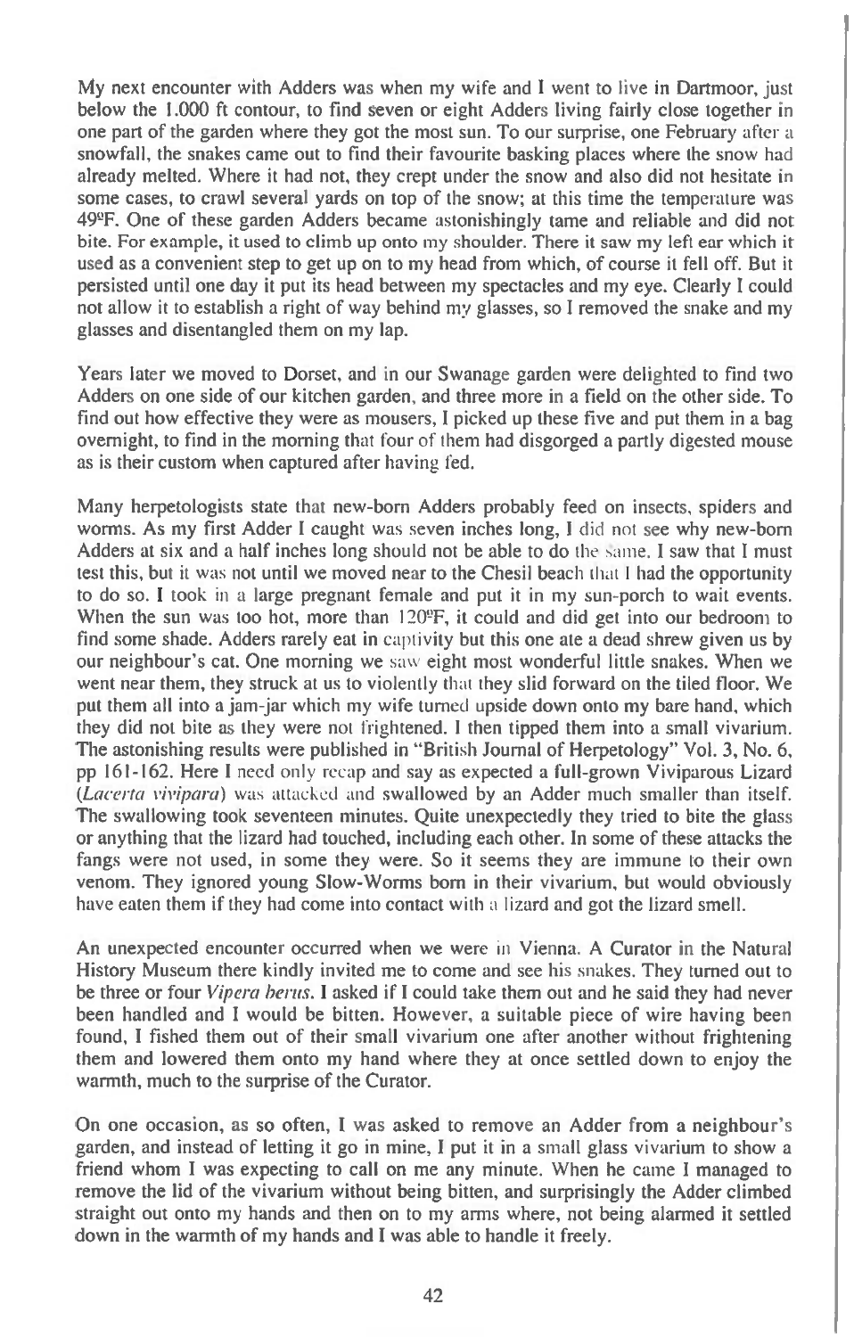My next encounter with Adders was when my wife and I went to live in Dartmoor, just below the 1.000 ft contour, to find seven or eight Adders living fairly close together in one part of the garden where they got the most sun. To our surprise, one February after a snowfall, the snakes came out to find their favourite basking places where the snow had already melted. Where it had not, they crept under the snow and also did not hesitate in some cases, to crawl several yards on top of the snow; at this time the temperature was 49ºF. One of these garden Adders became astonishingly tame and reliable and did not bite. For example, it used to climb up onto my shoulder. There it saw my left ear which it used as a convenient step to get up on to my head from which, of course it fell off. But it persisted until one day it put its head between my spectacles and my eye. Clearly I could not allow it to establish a right of way behind my glasses, so I removed the snake and my glasses and disentangled them on my lap.

Years later we moved to Dorset, and in our Swanage garden were delighted to find two Adders on one side of our kitchen garden, and three more in a field on the other side. To find out how effective they were as mousers, I picked up these five and put them in a bag overnight, to find in the morning that four of them had disgorged a partly digested mouse as is their custom when captured after having fed.

Many herpetologists state that new-born Adders probably feed on insects, spiders and worms. As my first Adder I caught was seven inches long, I did not see why new-born Adders at six and a half inches long should not be able to do the same. I saw that I must test this, but it was not until we moved near to the Chesil beach that I had the opportunity to do so. I took in a large pregnant female and put it in my sun-porch to wait events. When the sun was too hot, more than 120ºF, it could and did get into our bedroom to find some shade. Adders rarely eat in captivity but this one ate a dead shrew given us by our neighbour's cat. One morning we saw eight most wonderful little snakes. When we went near them, they struck at us to violently that they slid forward on the tiled floor. We put them all into a jam-jar which my wife turned upside down onto my bare hand, which they did not bite as they were not frightened. I then tipped them into a small vivarium. The astonishing results were published in "British Journal of Herpetology" Vol. 3, No. 6, pp 161-162. Here I need only recap and say as expected a full-grown Viviparous Lizard (*Lacerta vivipara*) was attacked and swallowed by an Adder much smaller than itself. The swallowing took seventeen minutes. Quite unexpectedly they tried to bite the glass or anything that the lizard had touched, including each other. In some of these attacks the fangs were not used, in some they were. So it seems they are immune to their own venom. They ignored young Slow-Worms born in their vivarium, but would obviously have eaten them if they had come into contact with a lizard and got the lizard smell.

An unexpected encounter occurred when we were in Vienna. A Curator in the Natural History Museum there kindly invited me to come and see his snakes. They turned out to be three or four *Vipera berus*. I asked if I could take them out and he said they had never been handled and I would be bitten. However, a suitable piece of wire having been found, I fished them out of their small vivarium one after another without frightening them and lowered them onto my hand where they at once settled down to enjoy the warmth, much to the surprise of the Curator.

On one occasion, as so often, I was asked to remove an Adder from a neighbour's garden, and instead of letting it go in mine, I put it in a small glass vivarium to show a friend whom I was expecting to call on me any minute. When he came I managed to remove the lid of the vivarium without being bitten, and surprisingly the Adder climbed straight out onto my hands and then on to my arms where, not being alarmed it settled down in the warmth of my hands and I was able to handle it freely.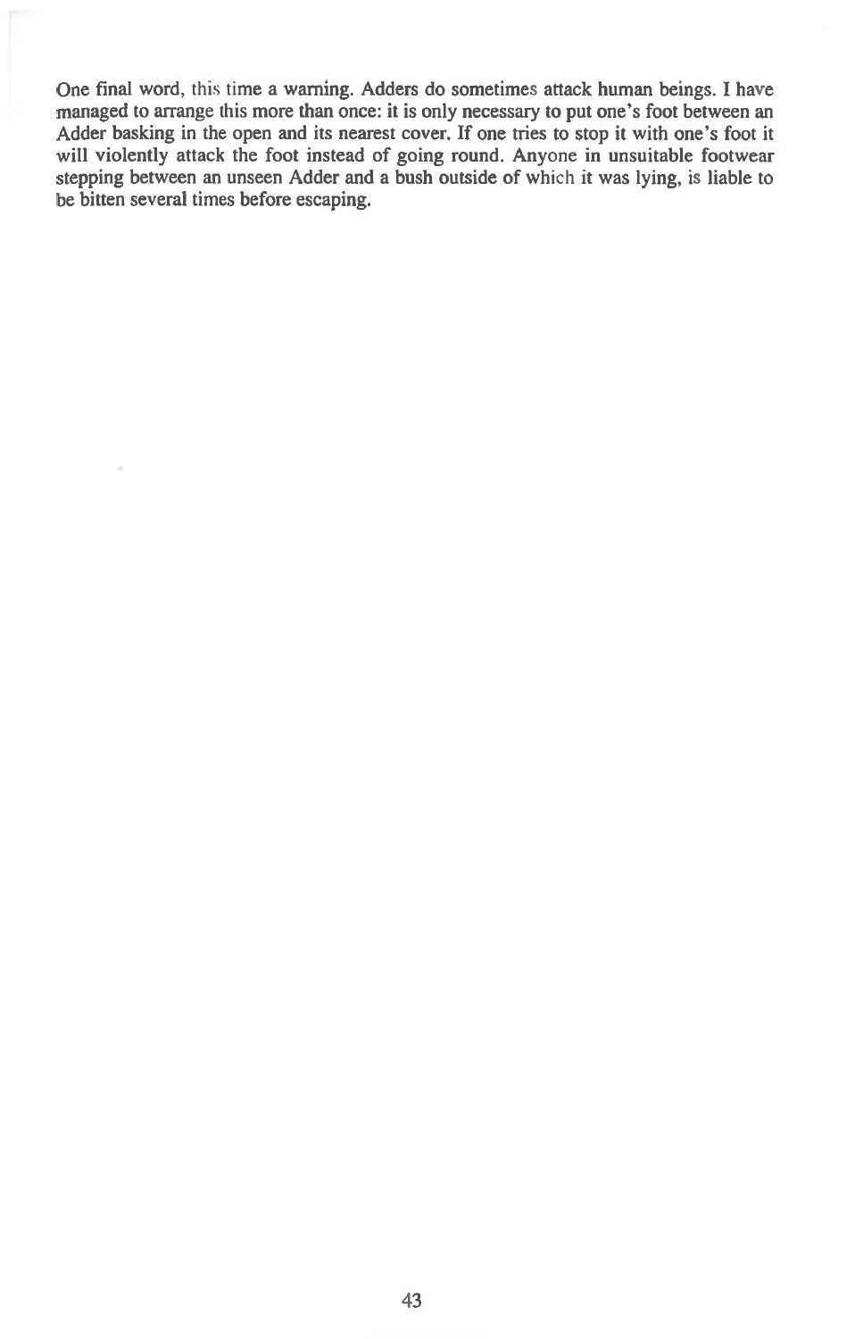One final word, this time a warning. Adders do sometimes attack human beings. I have managed to arrange this more than once: it is only necessary to put one's foot between an Adder basking in the open and its nearest cover. If one tries to stop it with one's foot it will violently attack the foot instead of going round. Anyone in unsuitable footwear stepping between an unseen Adder and a bush outside of which it was lying, is liable to be bitten several times before escaping.